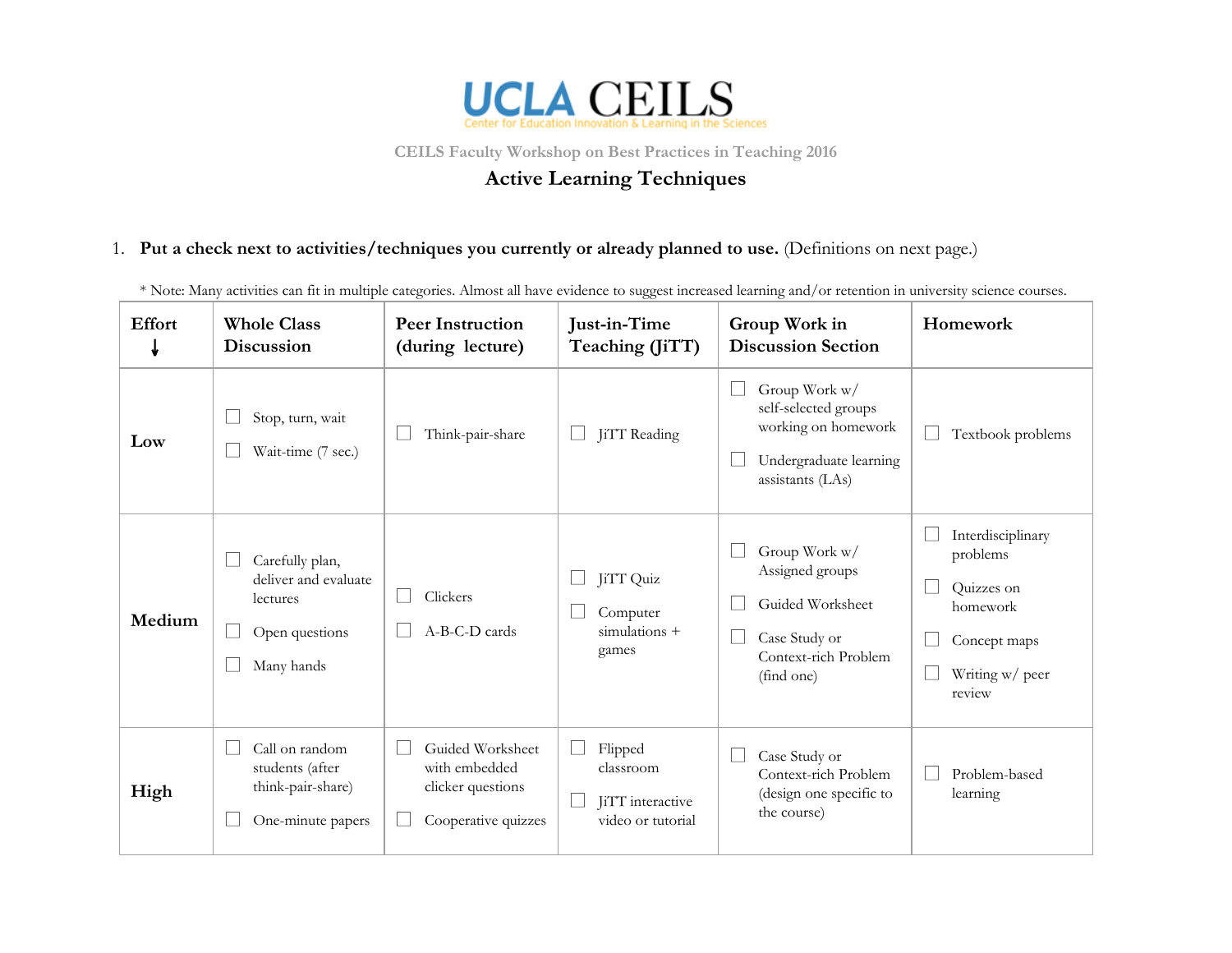# UCLA CEILS

Center for Education Innovation & Learning in the Sciences

CEILS Faculty Workshop on Best Practices in Teaching 2016

## Active Learning Techniques

1. **Put a check next to activities/techniques you currently or already planned to use.** (Definitions on next page.)

\* Note: Many activities can fit in multiple categories. Almost all have evidence to suggest increased learning and/or retention in university science courses.

| Effort ↓ | Whole Class Discussion | Peer Instruction (during lecture) | Just-in-Time Teaching (JiTT) | Group Work in Discussion Section | Homework |
|---|---|---|---|---|---|
| **Low** | ☐ Stop, turn, wait<br>☐ Wait-time (7 sec.) | ☐ Think-pair-share | ☐ JiTT Reading | ☐ Group Work w/ self-selected groups working on homework<br>☐ Undergraduate learning assistants (LAs) | ☐ Textbook problems |
| **Medium** | ☐ Carefully plan, deliver and evaluate lectures<br>☐ Open questions<br>☐ Many hands | ☐ Clickers<br>☐ A-B-C-D cards | ☐ JiTT Quiz<br>☐ Computer simulations + games | ☐ Group Work w/ Assigned groups<br>☐ Guided Worksheet<br>☐ Case Study or Context-rich Problem (find one) | ☐ Interdisciplinary problems<br>☐ Quizzes on homework<br>☐ Concept maps<br>☐ Writing w/ peer review |
| **High** | ☐ Call on random students (after think-pair-share)<br>☐ One-minute papers | ☐ Guided Worksheet with embedded clicker questions<br>☐ Cooperative quizzes | ☐ Flipped classroom<br>☐ JiTT interactive video or tutorial | ☐ Case Study or Context-rich Problem (design one specific to the course) | ☐ Problem-based learning |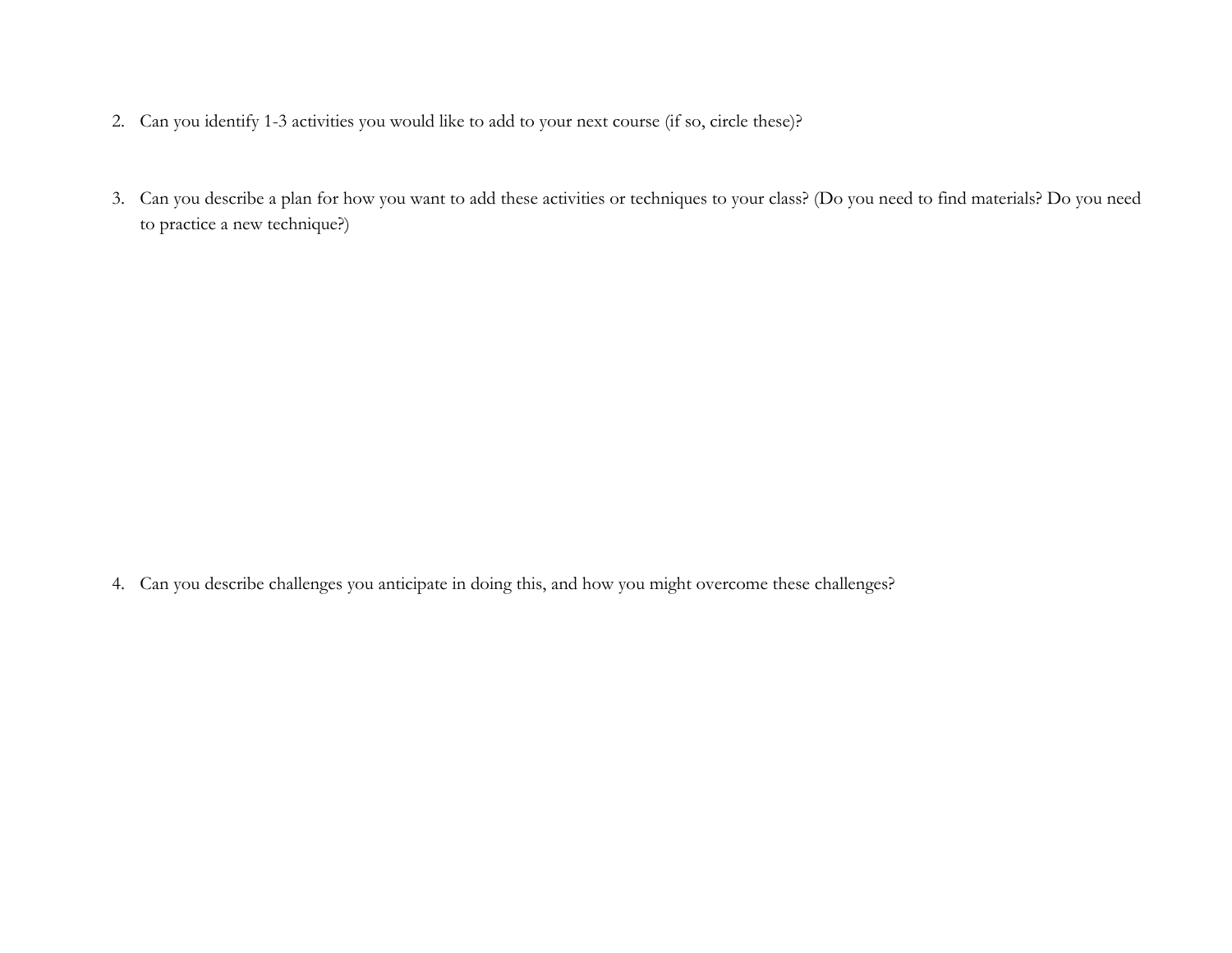2. Can you identify 1-3 activities you would like to add to your next course (if so, circle these)?

3. Can you describe a plan for how you want to add these activities or techniques to your class? (Do you need to find materials? Do you need to practice a new technique?)

4. Can you describe challenges you anticipate in doing this, and how you might overcome these challenges?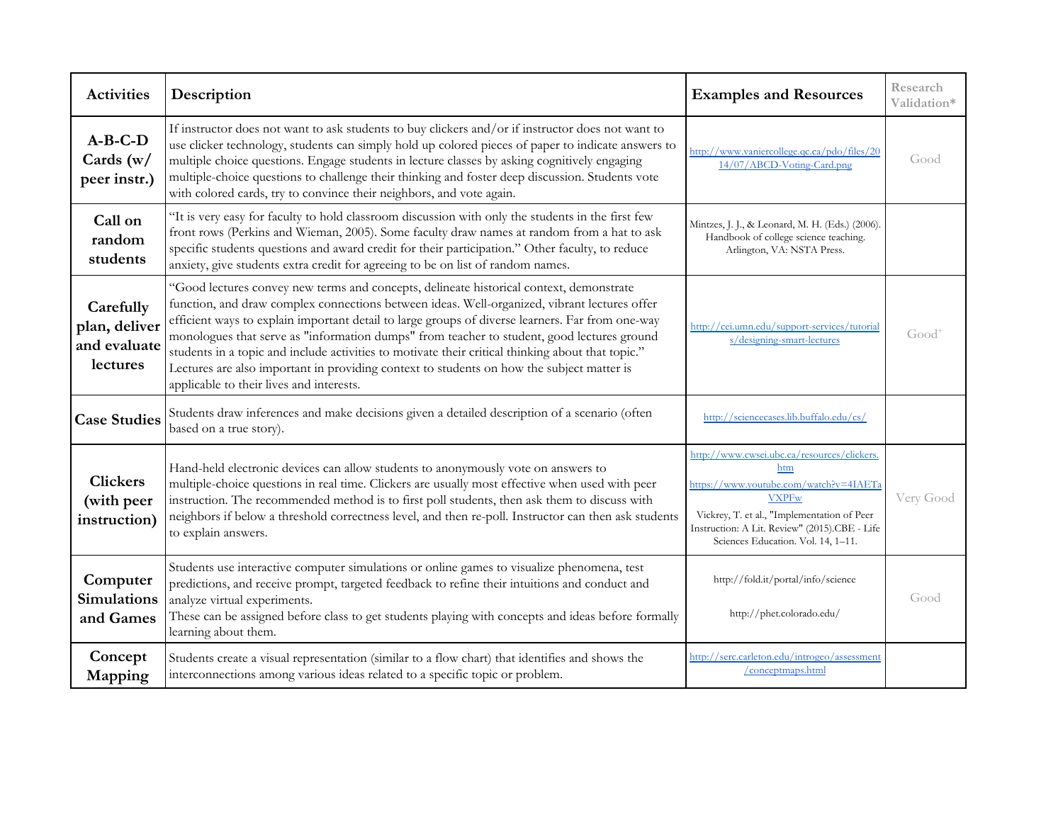| Activities | Description | Examples and Resources | Research Validation* |
|---|---|---|---|
| **A-B-C-D Cards (w/ peer instr.)** | If instructor does not want to ask students to buy clickers and/or if instructor does not want to use clicker technology, students can simply hold up colored pieces of paper to indicate answers to multiple choice questions. Engage students in lecture classes by asking cognitively engaging multiple-choice questions to challenge their thinking and foster deep discussion. Students vote with colored cards, try to convince their neighbors, and vote again. | http://www.vaniercollege.qc.ca/pdo/files/2014/07/ABCD-Voting-Card.png | Good |
| **Call on random students** | "It is very easy for faculty to hold classroom discussion with only the students in the first few front rows (Perkins and Wieman, 2005). Some faculty draw names at random from a hat to ask specific students questions and award credit for their participation." Other faculty, to reduce anxiety, give students extra credit for agreeing to be on list of random names. | Mintzes, J. J., & Leonard, M. H. (Eds.) (2006). Handbook of college science teaching. Arlington, VA: NSTA Press. | |
| **Carefully plan, deliver and evaluate lectures** | "Good lectures convey new terms and concepts, delineate historical context, demonstrate function, and draw complex connections between ideas. Well-organized, vibrant lectures offer efficient ways to explain important detail to large groups of diverse learners. Far from one-way monologues that serve as "information dumps" from teacher to student, good lectures ground students in a topic and include activities to motivate their critical thinking about that topic." Lectures are also important in providing context to students on how the subject matter is applicable to their lives and interests. | http://cei.umn.edu/support-services/tutorials/designing-smart-lectures | Good+ |
| **Case Studies** | Students draw inferences and make decisions given a detailed description of a scenario (often based on a true story). | http://sciencecases.lib.buffalo.edu/cs/ | |
| **Clickers (with peer instruction)** | Hand-held electronic devices can allow students to anonymously vote on answers to multiple-choice questions in real time. Clickers are usually most effective when used with peer instruction. The recommended method is to first poll students, then ask them to discuss with neighbors if below a threshold correctness level, and then re-poll. Instructor can then ask students to explain answers. | http://www.cwsei.ubc.ca/resources/clickers.htm https://www.youtube.com/watch?v=4IAETaVXPFw Vickrey, T. et al., "Implementation of Peer Instruction: A Lit. Review" (2015).CBE - Life Sciences Education. Vol. 14, 1–11. | Very Good |
| **Computer Simulations and Games** | Students use interactive computer simulations or online games to visualize phenomena, test predictions, and receive prompt, targeted feedback to refine their intuitions and conduct and analyze virtual experiments. These can be assigned before class to get students playing with concepts and ideas before formally learning about them. | http://fold.it/portal/info/science http://phet.colorado.edu/ | Good |
| **Concept Mapping** | Students create a visual representation (similar to a flow chart) that identifies and shows the interconnections among various ideas related to a specific topic or problem. | http://serc.carleton.edu/introgeo/assessment/conceptmaps.html | |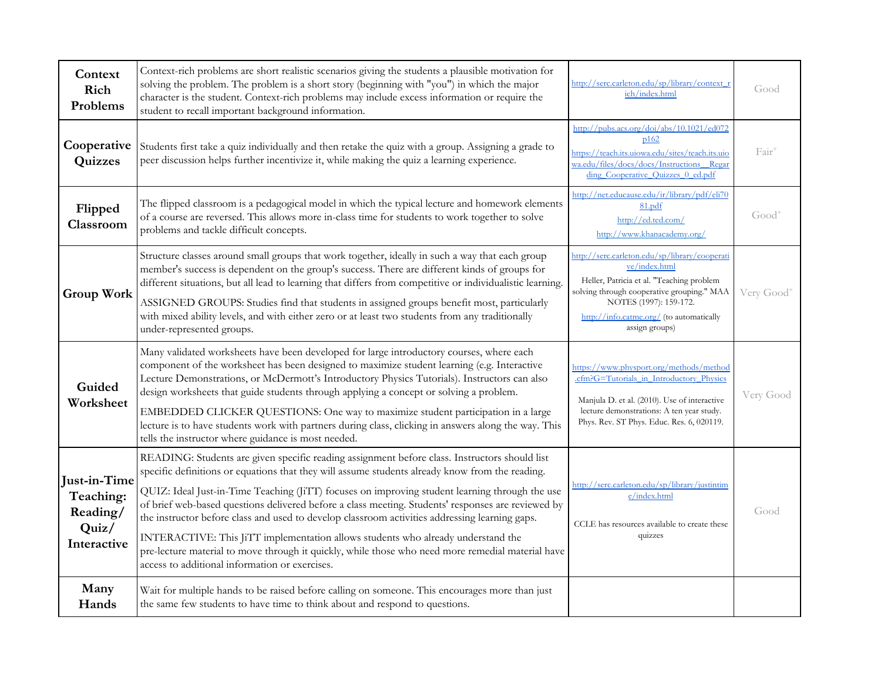| | | | |
|---|---|---|---|
| **Context Rich Problems** | Context-rich problems are short realistic scenarios giving the students a plausible motivation for solving the problem. The problem is a short story (beginning with "you") in which the major character is the student. Context-rich problems may include excess information or require the student to recall important background information. | http://serc.carleton.edu/sp/library/context_rich/index.html | Good |
| **Cooperative Quizzes** | Students first take a quiz individually and then retake the quiz with a group. Assigning a grade to peer discussion helps further incentivize it, while making the quiz a learning experience. | http://pubs.acs.org/doi/abs/10.1021/ed072p162 https://teach.its.uiowa.edu/sites/teach.its.uiowa.edu/files/docs/docs/Instructions__Regarding_Cooperative_Quizzes_0_ed.pdf | Fair+ |
| **Flipped Classroom** | The flipped classroom is a pedagogical model in which the typical lecture and homework elements of a course are reversed. This allows more in-class time for students to work together to solve problems and tackle difficult concepts. | http://net.educause.edu/ir/library/pdf/eli7081.pdf http://ed.ted.com/ http://www.khanacademy.org/ | Good+ |
| **Group Work** | Structure classes around small groups that work together, ideally in such a way that each group member's success is dependent on the group's success. There are different kinds of groups for different situations, but all lead to learning that differs from competitive or individualistic learning. ASSIGNED GROUPS: Studies find that students in assigned groups benefit most, particularly with mixed ability levels, and with either zero or at least two students from any traditionally under-represented groups. | http://serc.carleton.edu/sp/library/cooperative/index.html Heller, Patricia et al. "Teaching problem solving through cooperative grouping." MAA NOTES (1997): 159-172. http://info.catme.org/ (to automatically assign groups) | Very Good+ |
| **Guided Worksheet** | Many validated worksheets have been developed for large introductory courses, where each component of the worksheet has been designed to maximize student learning (e.g. Interactive Lecture Demonstrations, or McDermott's Introductory Physics Tutorials). Instructors can also design worksheets that guide students through applying a concept or solving a problem. EMBEDDED CLICKER QUESTIONS: One way to maximize student participation in a large lecture is to have students work with partners during class, clicking in answers along the way. This tells the instructor where guidance is most needed. | https://www.physport.org/methods/method.cfm?G=Tutorials_in_Introductory_Physics Manjula D. et al. (2010). Use of interactive lecture demonstrations: A ten year study. Phys. Rev. ST Phys. Educ. Res. 6, 020119. | Very Good |
| **Just-in-Time Teaching: Reading/ Quiz/ Interactive** | READING: Students are given specific reading assignment before class. Instructors should list specific definitions or equations that they will assume students already know from the reading. QUIZ: Ideal Just-in-Time Teaching (JiTT) focuses on improving student learning through the use of brief web-based questions delivered before a class meeting. Students' responses are reviewed by the instructor before class and used to develop classroom activities addressing learning gaps. INTERACTIVE: This JiTT implementation allows students who already understand the pre-lecture material to move through it quickly, while those who need more remedial material have access to additional information or exercises. | http://serc.carleton.edu/sp/library/justintime/index.html CCLE has resources available to create these quizzes | Good |
| **Many Hands** | Wait for multiple hands to be raised before calling on someone. This encourages more than just the same few students to have time to think about and respond to questions. | | |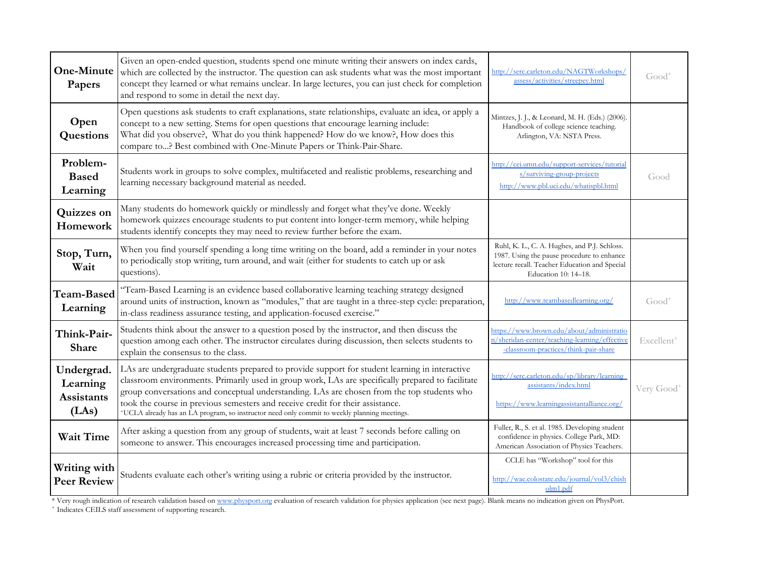| | | | |
|---|---|---|---|
| **One-Minute Papers** | Given an open-ended question, students spend one minute writing their answers on index cards, which are collected by the instructor. The question can ask students what was the most important concept they learned or what remains unclear. In large lectures, you can just check for completion and respond to some in detail the next day. | http://serc.carleton.edu/NAGTWorkshops/assess/activities/streepey.html | Good+ |
| **Open Questions** | Open questions ask students to craft explanations, state relationships, evaluate an idea, or apply a concept to a new setting. Stems for open questions that encourage learning include: What did you observe?, What do you think happened? How do we know?, How does this compare to...? Best combined with One-Minute Papers or Think-Pair-Share. | Mintzes, J. J., & Leonard, M. H. (Eds.) (2006). Handbook of college science teaching. Arlington, VA: NSTA Press. | |
| **Problem-Based Learning** | Students work in groups to solve complex, multifaceted and realistic problems, researching and learning necessary background material as needed. | http://cei.umn.edu/support-services/tutorials/surviving-group-projects http://www.pbl.uci.edu/whatispbl.html | Good |
| **Quizzes on Homework** | Many students do homework quickly or mindlessly and forget what they've done. Weekly homework quizzes encourage students to put content into longer-term memory, while helping students identify concepts they may need to review further before the exam. | | |
| **Stop, Turn, Wait** | When you find yourself spending a long time writing on the board, add a reminder in your notes to periodically stop writing, turn around, and wait (either for students to catch up or ask questions). | Ruhl, K. L., C. A. Hughes, and P.J. Schloss. 1987. Using the pause procedure to enhance lecture recall. Teacher Education and Special Education 10: 14–18. | |
| **Team-Based Learning** | "Team-Based Learning is an evidence based collaborative learning teaching strategy designed around units of instruction, known as "modules," that are taught in a three-step cycle: preparation, in-class readiness assurance testing, and application-focused exercise." | http://www.teambasedlearning.org/ | Good+ |
| **Think-Pair-Share** | Students think about the answer to a question posed by the instructor, and then discuss the question among each other. The instructor circulates during discussion, then selects students to explain the consensus to the class. | https://www.brown.edu/about/administration/sheridan-center/teaching-learning/effective-classroom-practices/think-pair-share | Excellent+ |
| **Undergrad. Learning Assistants (LAs)** | LAs are undergraduate students prepared to provide support for student learning in interactive classroom environments. Primarily used in group work, LAs are specifically prepared to facilitate group conversations and conceptual understanding. LAs are chosen from the top students who took the course in previous semesters and receive credit for their assistance. +UCLA already has an LA program, so instructor need only commit to weekly planning meetings. | http://serc.carleton.edu/sp/library/learning_assistants/index.html https://www.learningassistantalliance.org/ | Very Good+ |
| **Wait Time** | After asking a question from any group of students, wait at least 7 seconds before calling on someone to answer. This encourages increased processing time and participation. | Fuller, R., S. et al. 1985. Developing student confidence in physics. College Park, MD: American Association of Physics Teachers. | |
| **Writing with Peer Review** | Students evaluate each other's writing using a rubric or criteria provided by the instructor. | CCLE has "Workshop" tool for this http://wac.colostate.edu/journal/vol3/chisholm1.pdf | |

* Very rough indication of research validation based on www.physport.org evaluation of research validation for physics application (see next page). Blank means no indication given on PhysPort.

+ Indicates CEILS staff assessment of supporting research.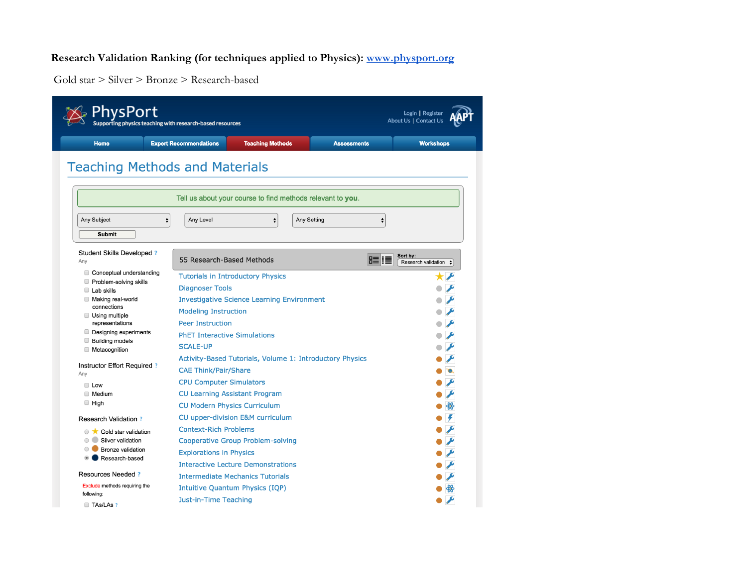**Research Validation Ranking (for techniques applied to Physics): www.physport.org**

Gold star > Silver > Bronze > Research-based

PhysPort

Supporting physics teaching with research-based resources

Login | Register
About Us | Contact Us

AAPT

Home | Expert Recommendations | Teaching Methods | Assessments | Workshops

## Teaching Methods and Materials

Tell us about your course to find methods relevant to **you**.

Any Subject | Any Level | Any Setting

Submit

Student Skills Developed ?
Any

- Conceptual understanding
- Problem-solving skills
- Lab skills
- Making real-world connections
- Using multiple representations
- Designing experiments
- Building models
- Metacognition

Instructor Effort Required ?
Any

- Low
- Medium
- High

Research Validation ?

- Gold star validation
- Silver validation
- Bronze validation
- Research-based

Resources Needed ?

Exclude methods requiring the following:

- TAs/LAs ?

55 Research-Based Methods

Sort by: Research validation

- Tutorials in Introductory Physics
- Diagnoser Tools
- Investigative Science Learning Environment
- Modeling Instruction
- Peer Instruction
- PhET Interactive Simulations
- SCALE-UP
- Activity-Based Tutorials, Volume 1: Introductory Physics
- CAE Think/Pair/Share
- CPU Computer Simulators
- CU Learning Assistant Program
- CU Modern Physics Curriculum
- CU upper-division E&M curriculum
- Context-Rich Problems
- Cooperative Group Problem-solving
- Explorations in Physics
- Interactive Lecture Demonstrations
- Intermediate Mechanics Tutorials
- Intuitive Quantum Physics (IQP)
- Just-in-Time Teaching